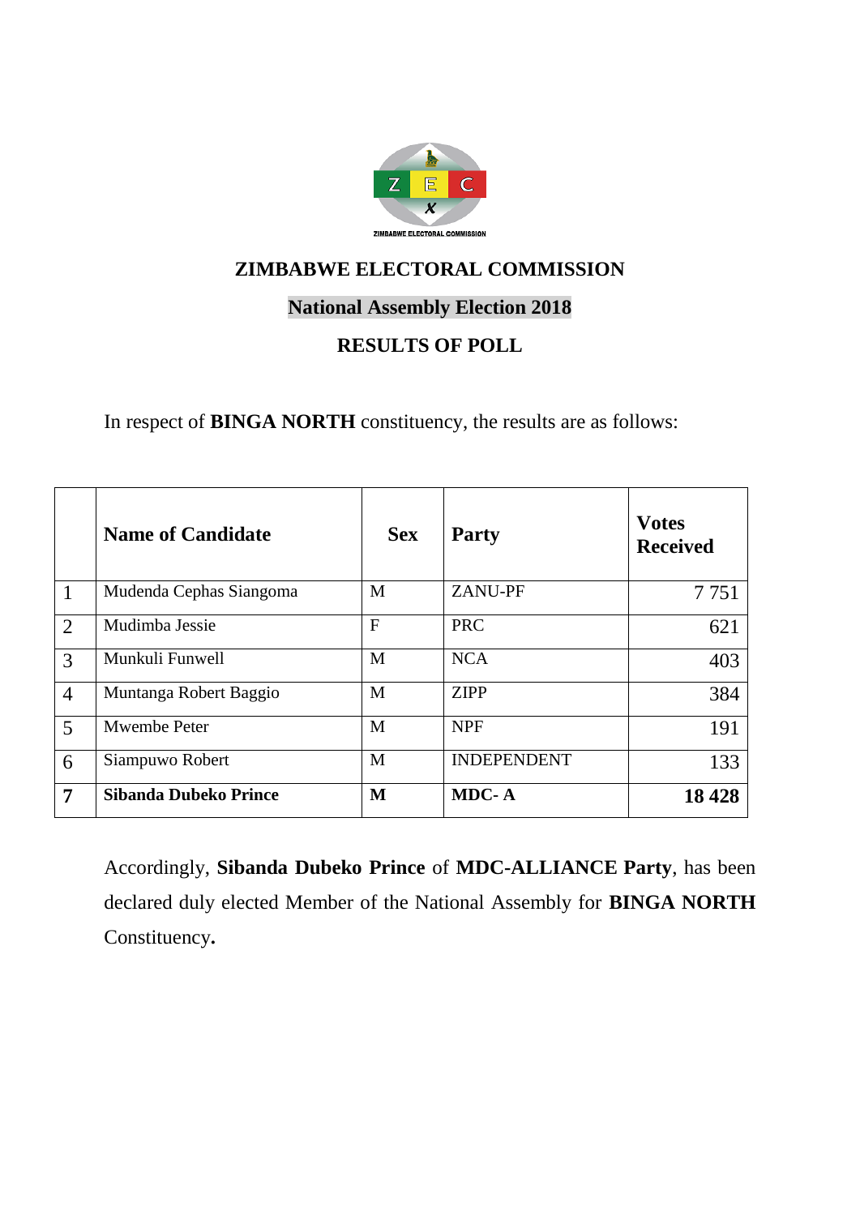# ZIMBABWE ELECTORAL COMMISSION

## National Assembly Election 2018

## RESULTS OF POLL

In respect of **BINGA NORTH** constituency, the results are as follows:

| | Name of Candidate | Sex | Party | Votes Received |
|---|---|---|---|---|
| 1 | Mudenda Cephas Siangoma | M | ZANU-PF | 7 751 |
| 2 | Mudimba Jessie | F | PRC | 621 |
| 3 | Munkuli Funwell | M | NCA | 403 |
| 4 | Muntanga Robert Baggio | M | ZIPP | 384 |
| 5 | Mwembe Peter | M | NPF | 191 |
| 6 | Siampuwo Robert | M | INDEPENDENT | 133 |
| **7** | **Sibanda Dubeko Prince** | **M** | **MDC- A** | **18 428** |

Accordingly, **Sibanda Dubeko Prince** of **MDC-ALLIANCE Party**, has been declared duly elected Member of the National Assembly for **BINGA NORTH** Constituency**.**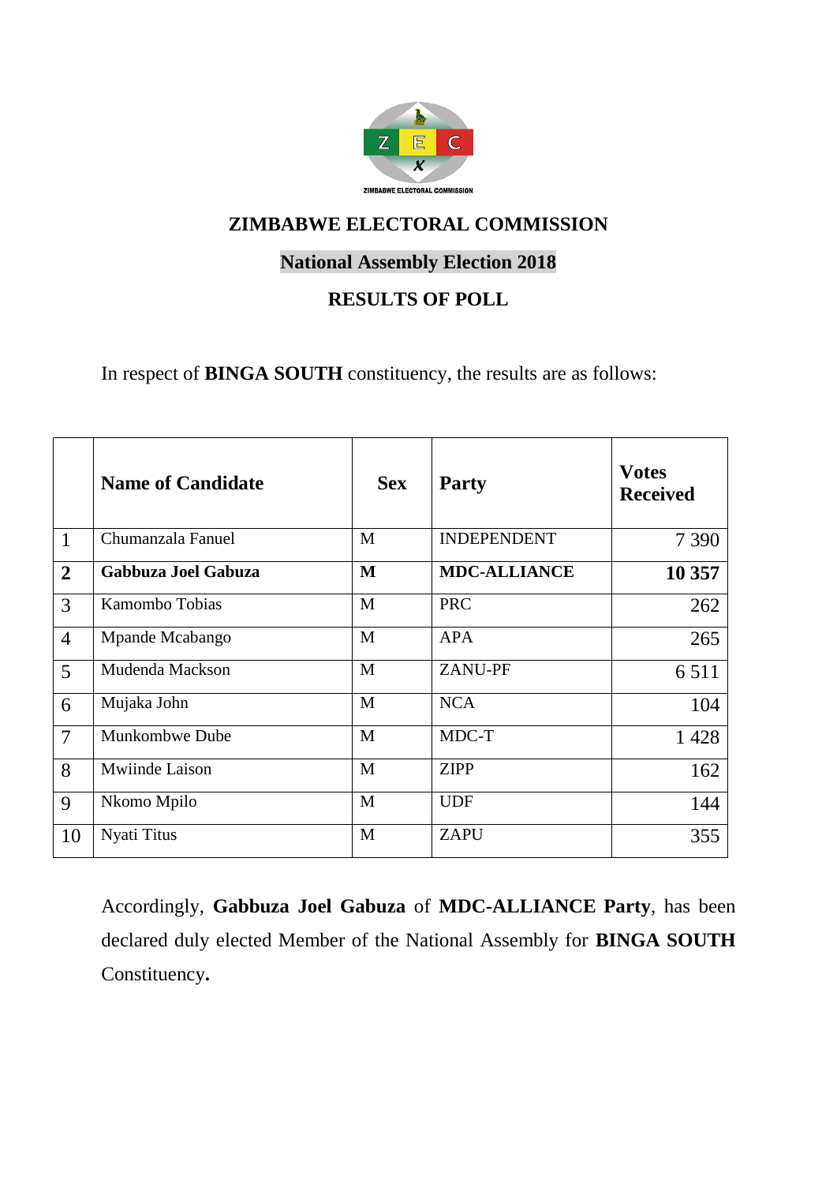ZIMBABWE ELECTORAL COMMISSION

## ZIMBABWE ELECTORAL COMMISSION

## National Assembly Election 2018

## RESULTS OF POLL

In respect of **BINGA SOUTH** constituency, the results are as follows:

| | Name of Candidate | Sex | Party | Votes Received |
|---|---|---|---|---|
| 1 | Chumanzala Fanuel | M | INDEPENDENT | 7 390 |
| **2** | **Gabbuza Joel Gabuza** | **M** | **MDC-ALLIANCE** | **10 357** |
| 3 | Kamombo Tobias | M | PRC | 262 |
| 4 | Mpande Mcabango | M | APA | 265 |
| 5 | Mudenda Mackson | M | ZANU-PF | 6 511 |
| 6 | Mujaka John | M | NCA | 104 |
| 7 | Munkombwe Dube | M | MDC-T | 1 428 |
| 8 | Mwiinde Laison | M | ZIPP | 162 |
| 9 | Nkomo Mpilo | M | UDF | 144 |
| 10 | Nyati Titus | M | ZAPU | 355 |

Accordingly, **Gabbuza Joel Gabuza** of **MDC-ALLIANCE Party**, has been declared duly elected Member of the National Assembly for **BINGA SOUTH** Constituency**.**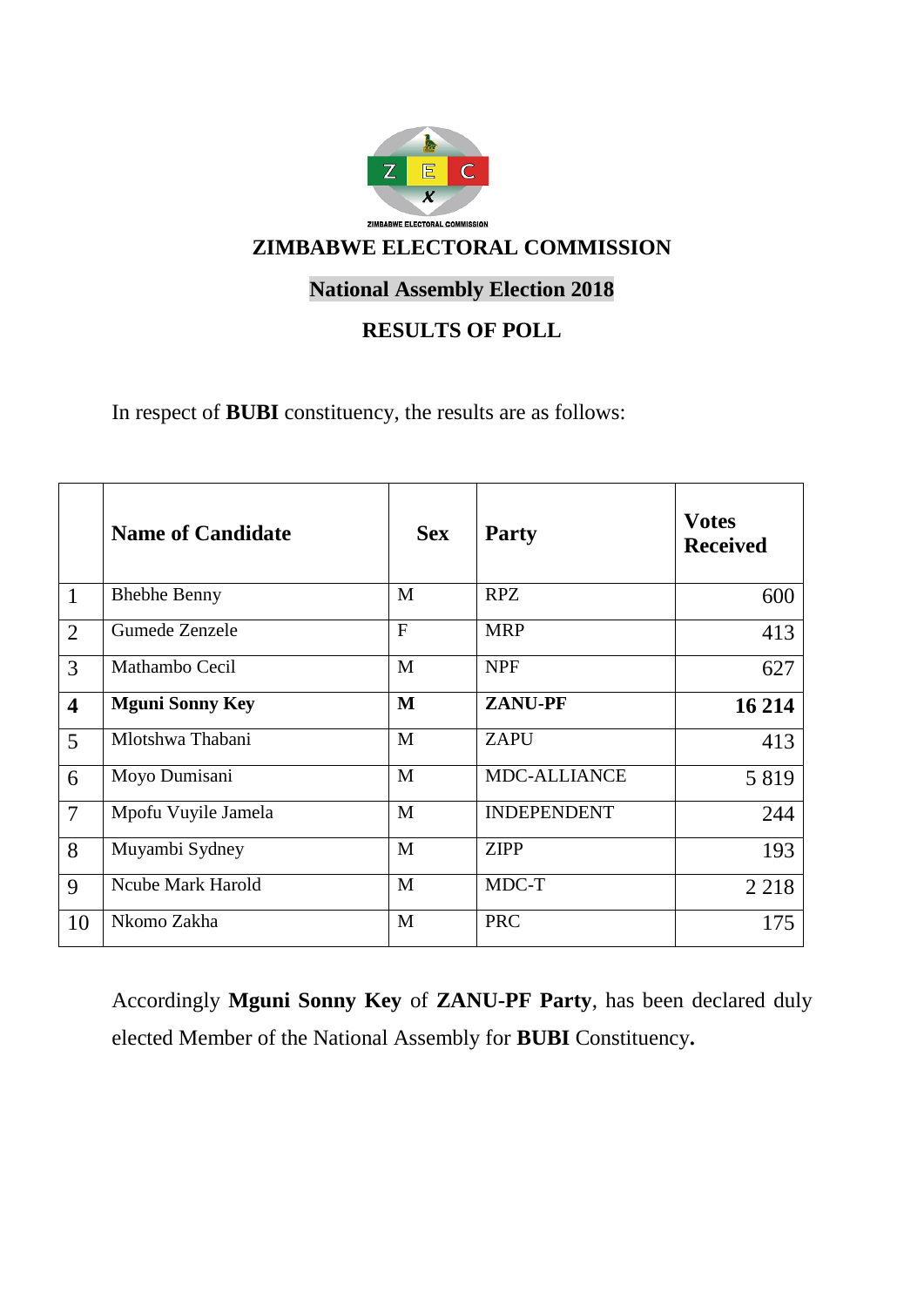## ZIMBABWE ELECTORAL COMMISSION

### National Assembly Election 2018

### RESULTS OF POLL

In respect of **BUBI** constituency, the results are as follows:

| | Name of Candidate | Sex | Party | Votes Received |
|---|---|---|---|---|
| 1 | Bhebhe Benny | M | RPZ | 600 |
| 2 | Gumede Zenzele | F | MRP | 413 |
| 3 | Mathambo Cecil | M | NPF | 627 |
| **4** | **Mguni Sonny Key** | **M** | **ZANU-PF** | **16 214** |
| 5 | Mlotshwa Thabani | M | ZAPU | 413 |
| 6 | Moyo Dumisani | M | MDC-ALLIANCE | 5 819 |
| 7 | Mpofu Vuyile Jamela | M | INDEPENDENT | 244 |
| 8 | Muyambi Sydney | M | ZIPP | 193 |
| 9 | Ncube Mark Harold | M | MDC-T | 2 218 |
| 10 | Nkomo Zakha | M | PRC | 175 |

Accordingly **Mguni Sonny Key** of **ZANU-PF Party**, has been declared duly elected Member of the National Assembly for **BUBI** Constituency**.**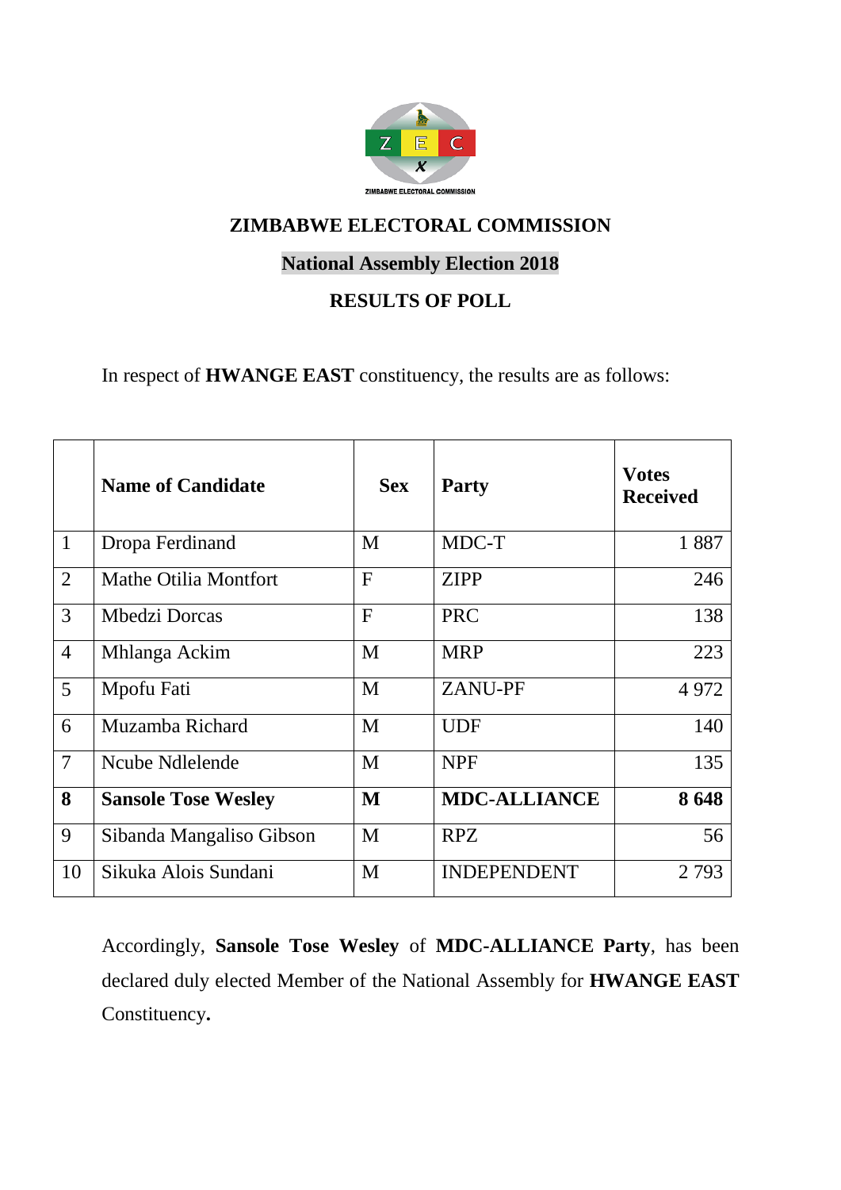ZIMBABWE ELECTORAL COMMISSION

# ZIMBABWE ELECTORAL COMMISSION

## National Assembly Election 2018

## RESULTS OF POLL

In respect of **HWANGE EAST** constituency, the results are as follows:

| | Name of Candidate | Sex | Party | Votes Received |
|---|---|---|---|---|
| 1 | Dropa Ferdinand | M | MDC-T | 1 887 |
| 2 | Mathe Otilia Montfort | F | ZIPP | 246 |
| 3 | Mbedzi Dorcas | F | PRC | 138 |
| 4 | Mhlanga Ackim | M | MRP | 223 |
| 5 | Mpofu Fati | M | ZANU-PF | 4 972 |
| 6 | Muzamba Richard | M | UDF | 140 |
| 7 | Ncube Ndlelende | M | NPF | 135 |
| **8** | **Sansole Tose Wesley** | **M** | **MDC-ALLIANCE** | **8 648** |
| 9 | Sibanda Mangaliso Gibson | M | RPZ | 56 |
| 10 | Sikuka Alois Sundani | M | INDEPENDENT | 2 793 |

Accordingly, **Sansole Tose Wesley** of **MDC-ALLIANCE Party**, has been declared duly elected Member of the National Assembly for **HWANGE EAST** Constituency**.**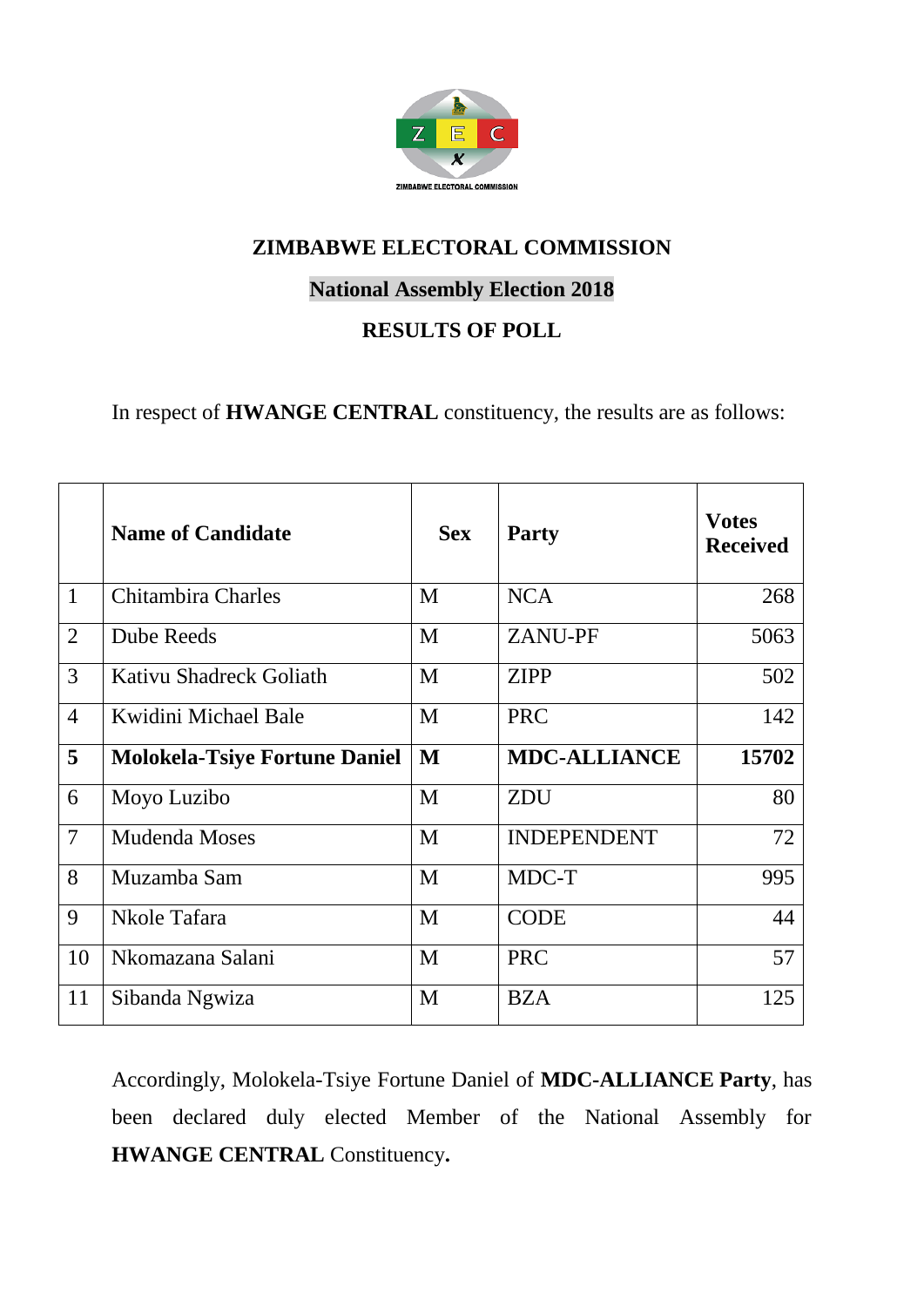ZIMBABWE ELECTORAL COMMISSION

# ZIMBABWE ELECTORAL COMMISSION

## National Assembly Election 2018

## RESULTS OF POLL

In respect of **HWANGE CENTRAL** constituency, the results are as follows:

| | Name of Candidate | Sex | Party | Votes Received |
|---|---|---|---|---|
| 1 | Chitambira Charles | M | NCA | 268 |
| 2 | Dube Reeds | M | ZANU-PF | 5063 |
| 3 | Kativu Shadreck Goliath | M | ZIPP | 502 |
| 4 | Kwidini Michael Bale | M | PRC | 142 |
| **5** | **Molokela-Tsiye Fortune Daniel** | **M** | **MDC-ALLIANCE** | **15702** |
| 6 | Moyo Luzibo | M | ZDU | 80 |
| 7 | Mudenda Moses | M | INDEPENDENT | 72 |
| 8 | Muzamba Sam | M | MDC-T | 995 |
| 9 | Nkole Tafara | M | CODE | 44 |
| 10 | Nkomazana Salani | M | PRC | 57 |
| 11 | Sibanda Ngwiza | M | BZA | 125 |

Accordingly, Molokela-Tsiye Fortune Daniel of **MDC-ALLIANCE Party**, has been declared duly elected Member of the National Assembly for **HWANGE CENTRAL** Constituency**.**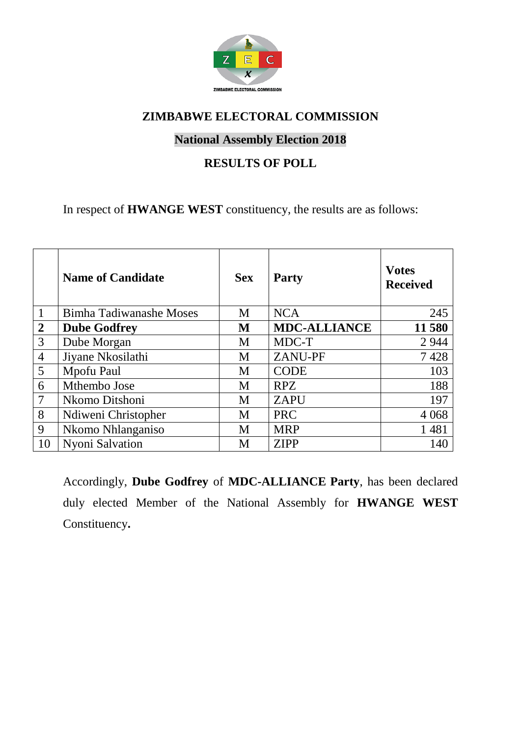## ZIMBABWE ELECTORAL COMMISSION

### National Assembly Election 2018

### RESULTS OF POLL

In respect of **HWANGE WEST** constituency, the results are as follows:

| | Name of Candidate | Sex | Party | Votes Received |
|---|---|---|---|---|
| 1 | Bimha Tadiwanashe Moses | M | NCA | 245 |
| **2** | **Dube Godfrey** | **M** | **MDC-ALLIANCE** | **11 580** |
| 3 | Dube Morgan | M | MDC-T | 2 944 |
| 4 | Jiyane Nkosilathi | M | ZANU-PF | 7 428 |
| 5 | Mpofu Paul | M | CODE | 103 |
| 6 | Mthembo Jose | M | RPZ | 188 |
| 7 | Nkomo Ditshoni | M | ZAPU | 197 |
| 8 | Ndiweni Christopher | M | PRC | 4 068 |
| 9 | Nkomo Nhlanganiso | M | MRP | 1 481 |
| 10 | Nyoni Salvation | M | ZIPP | 140 |

Accordingly, **Dube Godfrey** of **MDC-ALLIANCE Party**, has been declared duly elected Member of the National Assembly for **HWANGE WEST** Constituency**.**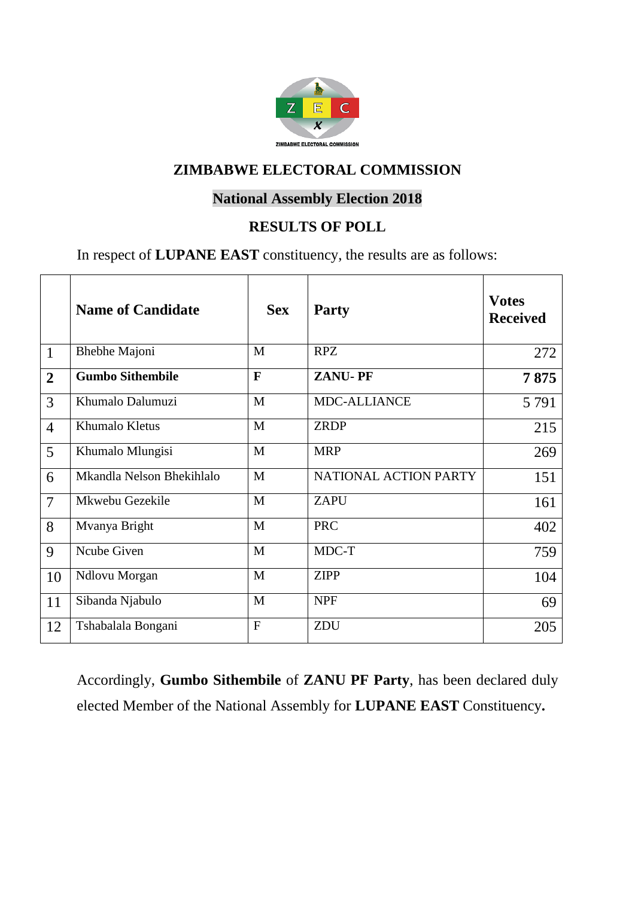## ZIMBABWE ELECTORAL COMMISSION

### National Assembly Election 2018

### RESULTS OF POLL

In respect of **LUPANE EAST** constituency, the results are as follows:

| | Name of Candidate | Sex | Party | Votes Received |
|---|---|---|---|---|
| 1 | Bhebhe Majoni | M | RPZ | 272 |
| **2** | **Gumbo Sithembile** | **F** | **ZANU- PF** | **7 875** |
| 3 | Khumalo Dalumuzi | M | MDC-ALLIANCE | 5 791 |
| 4 | Khumalo Kletus | M | ZRDP | 215 |
| 5 | Khumalo Mlungisi | M | MRP | 269 |
| 6 | Mkandla Nelson Bhekihlalo | M | NATIONAL ACTION PARTY | 151 |
| 7 | Mkwebu Gezekile | M | ZAPU | 161 |
| 8 | Mvanya Bright | M | PRC | 402 |
| 9 | Ncube Given | M | MDC-T | 759 |
| 10 | Ndlovu Morgan | M | ZIPP | 104 |
| 11 | Sibanda Njabulo | M | NPF | 69 |
| 12 | Tshabalala Bongani | F | ZDU | 205 |

Accordingly, **Gumbo Sithembile** of **ZANU PF Party**, has been declared duly elected Member of the National Assembly for **LUPANE EAST** Constituency**.**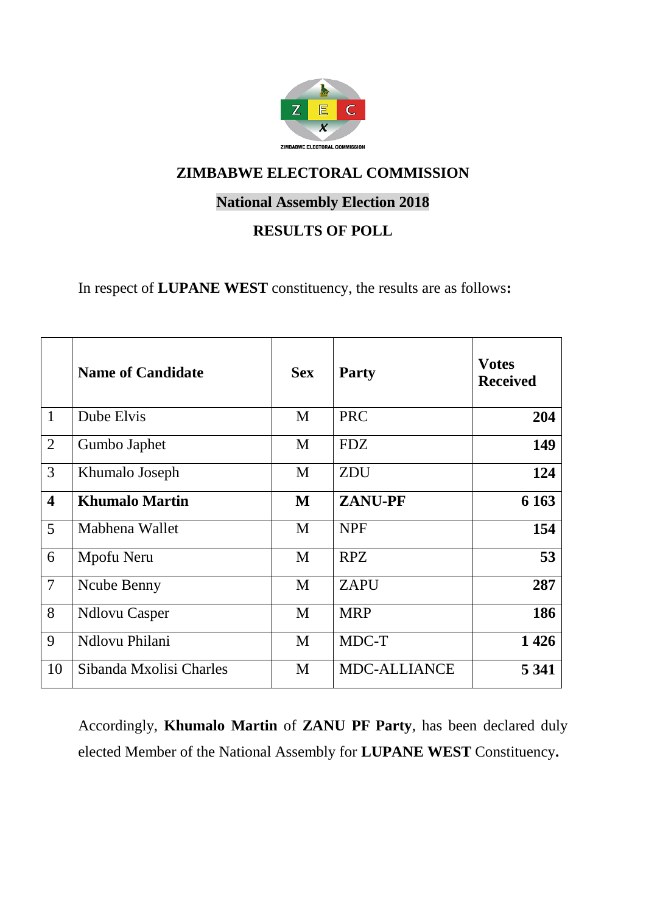ZIMBABWE ELECTORAL COMMISSION

## ZIMBABWE ELECTORAL COMMISSION

## National Assembly Election 2018

## RESULTS OF POLL

In respect of **LUPANE WEST** constituency, the results are as follows**:**

| | Name of Candidate | Sex | Party | Votes Received |
|---|---|---|---|---|
| 1 | Dube Elvis | M | PRC | **204** |
| 2 | Gumbo Japhet | M | FDZ | **149** |
| 3 | Khumalo Joseph | M | ZDU | **124** |
| **4** | **Khumalo Martin** | **M** | **ZANU-PF** | **6 163** |
| 5 | Mabhena Wallet | M | NPF | **154** |
| 6 | Mpofu Neru | M | RPZ | **53** |
| 7 | Ncube Benny | M | ZAPU | **287** |
| 8 | Ndlovu Casper | M | MRP | **186** |
| 9 | Ndlovu Philani | M | MDC-T | **1 426** |
| 10 | Sibanda Mxolisi Charles | M | MDC-ALLIANCE | **5 341** |

Accordingly, **Khumalo Martin** of **ZANU PF Party**, has been declared duly elected Member of the National Assembly for **LUPANE WEST** Constituency**.**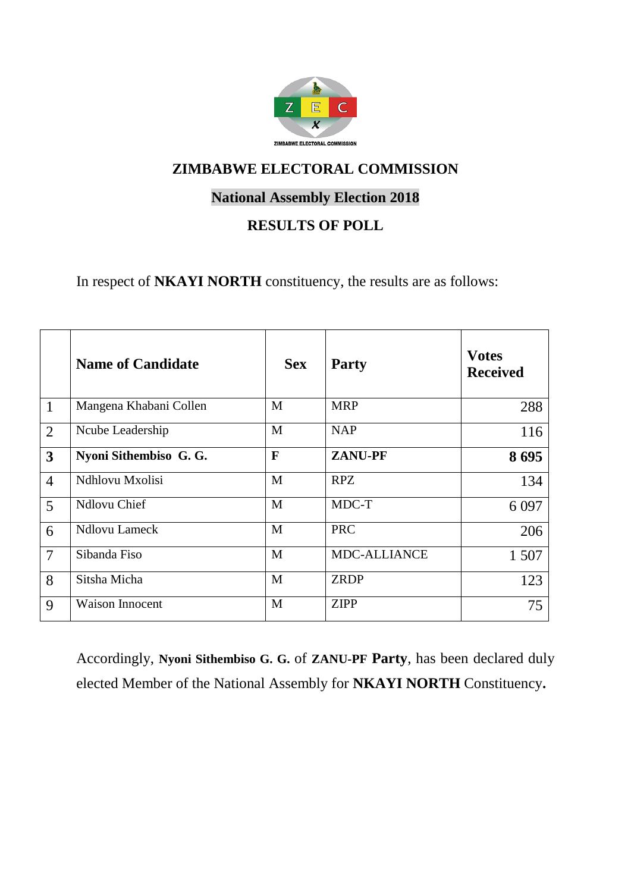ZIMBABWE ELECTORAL COMMISSION

# ZIMBABWE ELECTORAL COMMISSION

## National Assembly Election 2018

## RESULTS OF POLL

In respect of **NKAYI NORTH** constituency, the results are as follows:

| | Name of Candidate | Sex | Party | Votes Received |
|---|---|---|---|---|
| 1 | Mangena Khabani Collen | M | MRP | 288 |
| 2 | Ncube Leadership | M | NAP | 116 |
| **3** | **Nyoni Sithembiso G. G.** | **F** | **ZANU-PF** | **8 695** |
| 4 | Ndhlovu Mxolisi | M | RPZ | 134 |
| 5 | Ndlovu Chief | M | MDC-T | 6 097 |
| 6 | Ndlovu Lameck | M | PRC | 206 |
| 7 | Sibanda Fiso | M | MDC-ALLIANCE | 1 507 |
| 8 | Sitsha Micha | M | ZRDP | 123 |
| 9 | Waison Innocent | M | ZIPP | 75 |

Accordingly, **Nyoni Sithembiso G. G.** of **ZANU-PF Party**, has been declared duly elected Member of the National Assembly for **NKAYI NORTH** Constituency**.**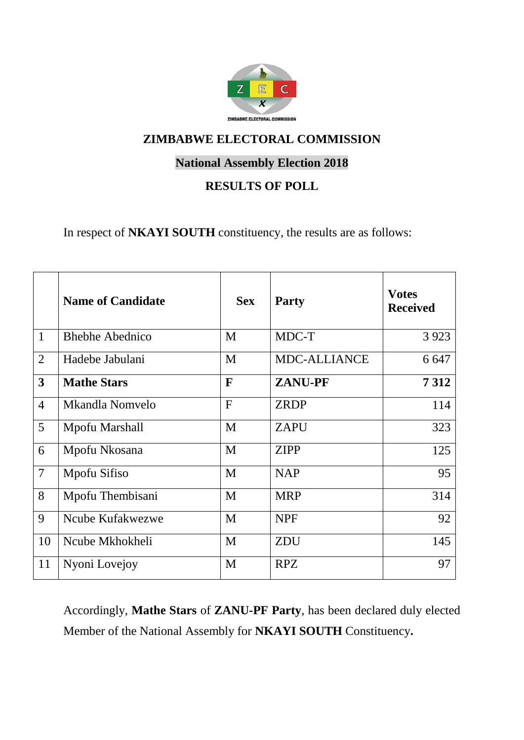## ZIMBABWE ELECTORAL COMMISSION

### National Assembly Election 2018

### RESULTS OF POLL

In respect of **NKAYI SOUTH** constituency, the results are as follows:

| | Name of Candidate | Sex | Party | Votes Received |
|---|---|---|---|---|
| 1 | Bhebhe Abednico | M | MDC-T | 3 923 |
| 2 | Hadebe Jabulani | M | MDC-ALLIANCE | 6 647 |
| **3** | **Mathe Stars** | **F** | **ZANU-PF** | **7 312** |
| 4 | Mkandla Nomvelo | F | ZRDP | 114 |
| 5 | Mpofu Marshall | M | ZAPU | 323 |
| 6 | Mpofu Nkosana | M | ZIPP | 125 |
| 7 | Mpofu Sifiso | M | NAP | 95 |
| 8 | Mpofu Thembisani | M | MRP | 314 |
| 9 | Ncube Kufakwezwe | M | NPF | 92 |
| 10 | Ncube Mkhokheli | M | ZDU | 145 |
| 11 | Nyoni Lovejoy | M | RPZ | 97 |

Accordingly, **Mathe Stars** of **ZANU-PF Party**, has been declared duly elected Member of the National Assembly for **NKAYI SOUTH** Constituency**.**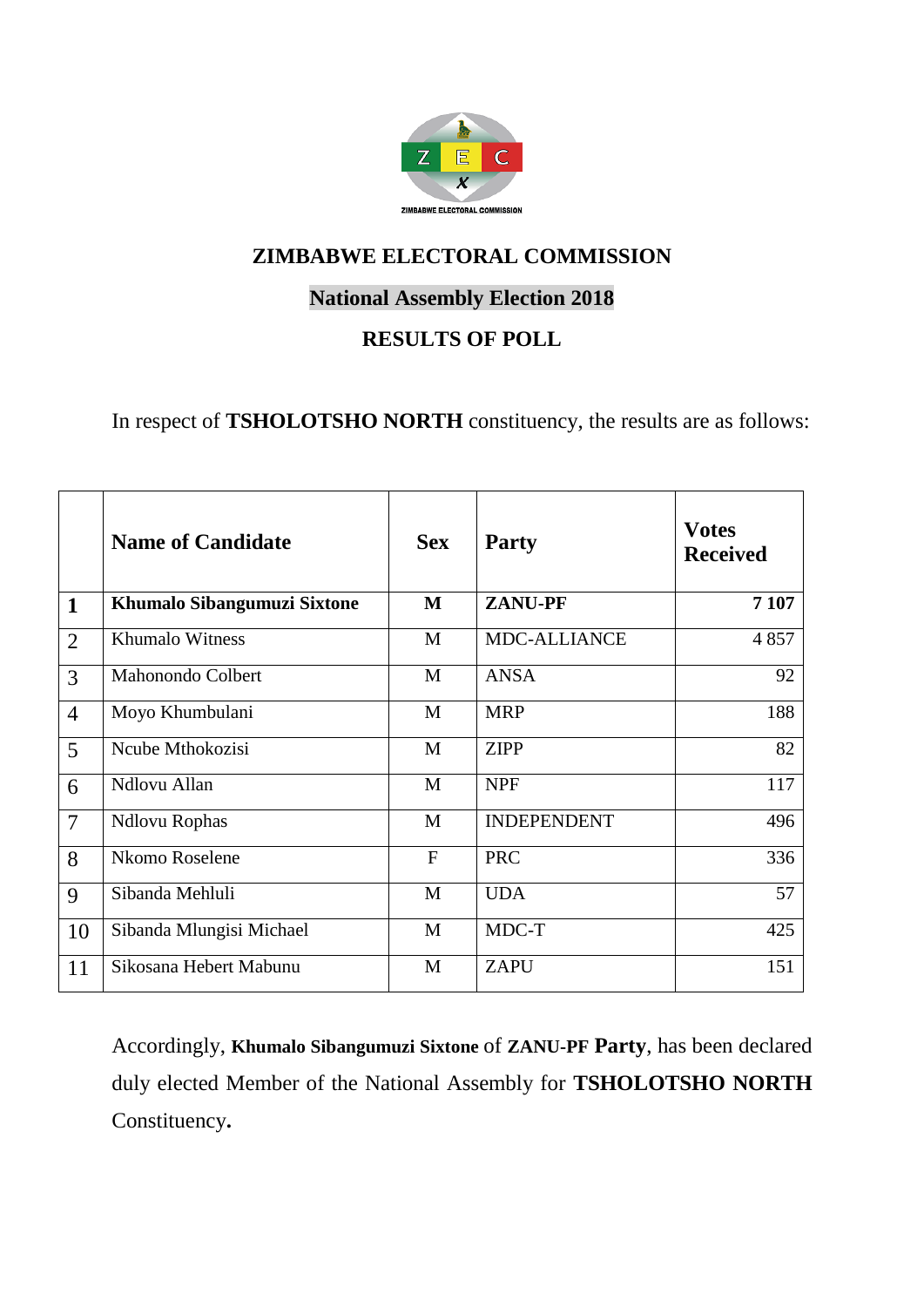ZIMBABWE ELECTORAL COMMISSION

# ZIMBABWE ELECTORAL COMMISSION

## National Assembly Election 2018

## RESULTS OF POLL

In respect of **TSHOLOTSHO NORTH** constituency, the results are as follows:

| | Name of Candidate | Sex | Party | Votes Received |
|---|---|---|---|---|
| **1** | **Khumalo Sibangumuzi Sixtone** | **M** | **ZANU-PF** | **7 107** |
| 2 | Khumalo Witness | M | MDC-ALLIANCE | 4 857 |
| 3 | Mahonondo Colbert | M | ANSA | 92 |
| 4 | Moyo Khumbulani | M | MRP | 188 |
| 5 | Ncube Mthokozisi | M | ZIPP | 82 |
| 6 | Ndlovu Allan | M | NPF | 117 |
| 7 | Ndlovu Rophas | M | INDEPENDENT | 496 |
| 8 | Nkomo Roselene | F | PRC | 336 |
| 9 | Sibanda Mehluli | M | UDA | 57 |
| 10 | Sibanda Mlungisi Michael | M | MDC-T | 425 |
| 11 | Sikosana Hebert Mabunu | M | ZAPU | 151 |

Accordingly, **Khumalo Sibangumuzi Sixtone** of **ZANU-PF Party**, has been declared duly elected Member of the National Assembly for **TSHOLOTSHO NORTH** Constituency**.**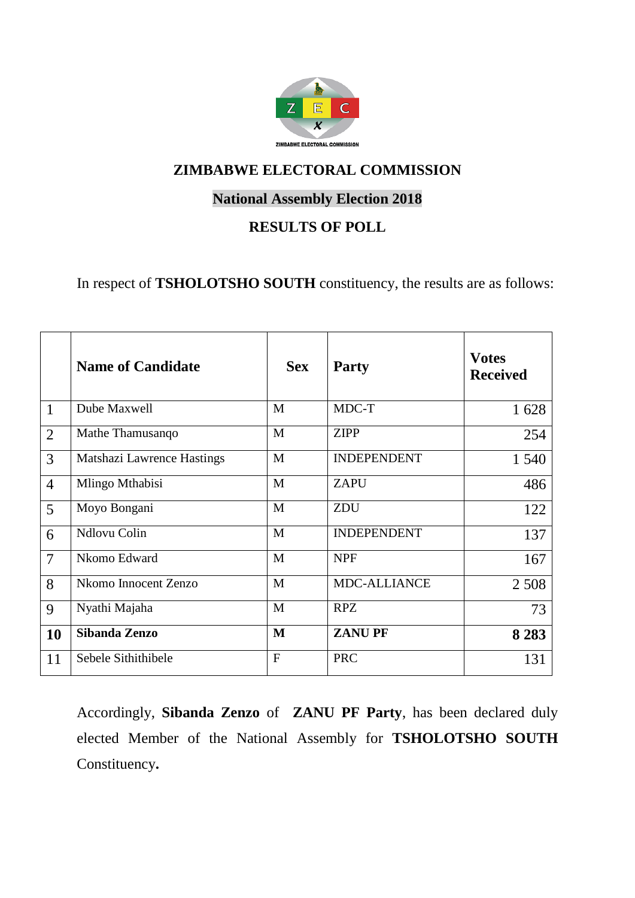ZIMBABWE ELECTORAL COMMISSION

# ZIMBABWE ELECTORAL COMMISSION

## National Assembly Election 2018

## RESULTS OF POLL

In respect of **TSHOLOTSHO SOUTH** constituency, the results are as follows:

| | Name of Candidate | Sex | Party | Votes Received |
|---|---|---|---|---|
| 1 | Dube Maxwell | M | MDC-T | 1 628 |
| 2 | Mathe Thamusanqo | M | ZIPP | 254 |
| 3 | Matshazi Lawrence Hastings | M | INDEPENDENT | 1 540 |
| 4 | Mlingo Mthabisi | M | ZAPU | 486 |
| 5 | Moyo Bongani | M | ZDU | 122 |
| 6 | Ndlovu Colin | M | INDEPENDENT | 137 |
| 7 | Nkomo Edward | M | NPF | 167 |
| 8 | Nkomo Innocent Zenzo | M | MDC-ALLIANCE | 2 508 |
| 9 | Nyathi Majaha | M | RPZ | 73 |
| **10** | **Sibanda Zenzo** | **M** | **ZANU PF** | **8 283** |
| 11 | Sebele Sithithibele | F | PRC | 131 |

Accordingly, **Sibanda Zenzo** of **ZANU PF Party**, has been declared duly elected Member of the National Assembly for **TSHOLOTSHO SOUTH** Constituency**.**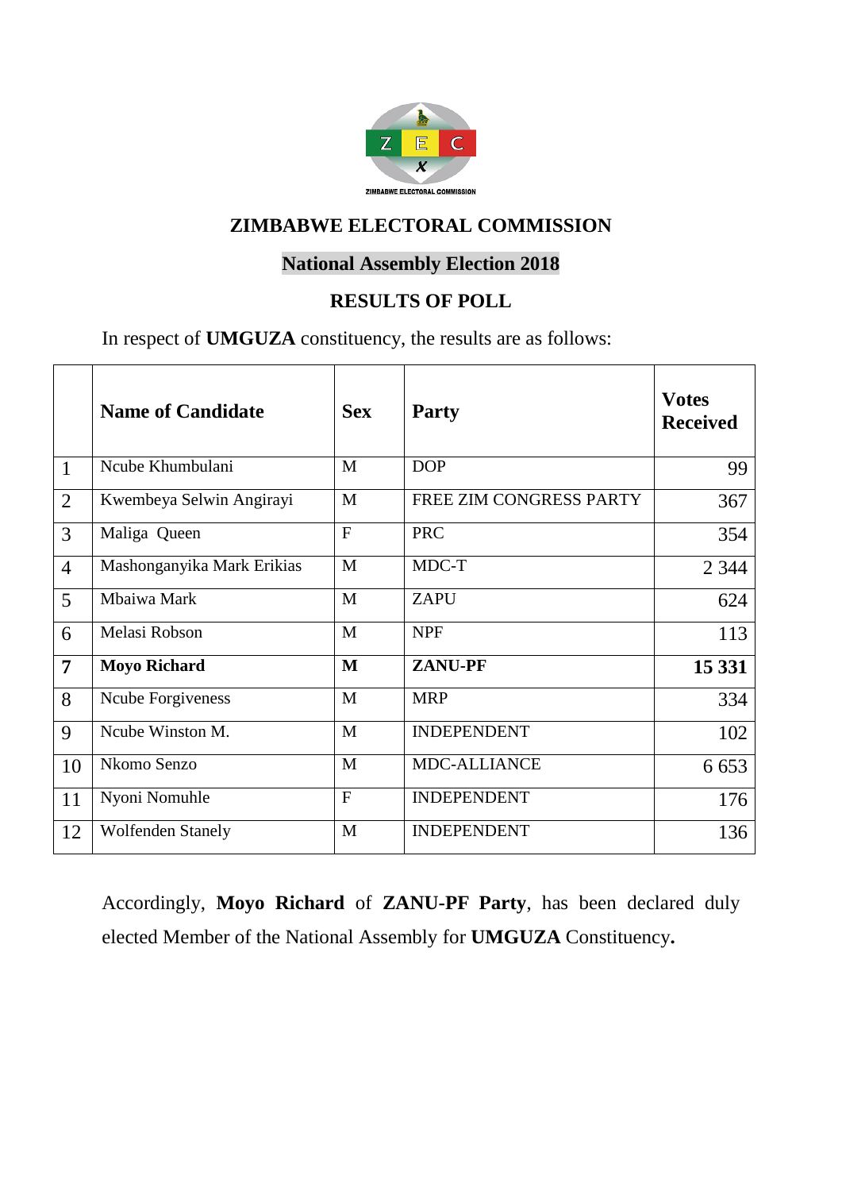ZIMBABWE ELECTORAL COMMISSION

## ZIMBABWE ELECTORAL COMMISSION

### National Assembly Election 2018

### RESULTS OF POLL

In respect of **UMGUZA** constituency, the results are as follows:

| | Name of Candidate | Sex | Party | Votes Received |
|---|---|---|---|---|
| 1 | Ncube Khumbulani | M | DOP | 99 |
| 2 | Kwembeya Selwin Angirayi | M | FREE ZIM CONGRESS PARTY | 367 |
| 3 | Maliga Queen | F | PRC | 354 |
| 4 | Mashonganyika Mark Erikias | M | MDC-T | 2 344 |
| 5 | Mbaiwa Mark | M | ZAPU | 624 |
| 6 | Melasi Robson | M | NPF | 113 |
| **7** | **Moyo Richard** | **M** | **ZANU-PF** | **15 331** |
| 8 | Ncube Forgiveness | M | MRP | 334 |
| 9 | Ncube Winston M. | M | INDEPENDENT | 102 |
| 10 | Nkomo Senzo | M | MDC-ALLIANCE | 6 653 |
| 11 | Nyoni Nomuhle | F | INDEPENDENT | 176 |
| 12 | Wolfenden Stanely | M | INDEPENDENT | 136 |

Accordingly, **Moyo Richard** of **ZANU-PF Party**, has been declared duly elected Member of the National Assembly for **UMGUZA** Constituency**.**